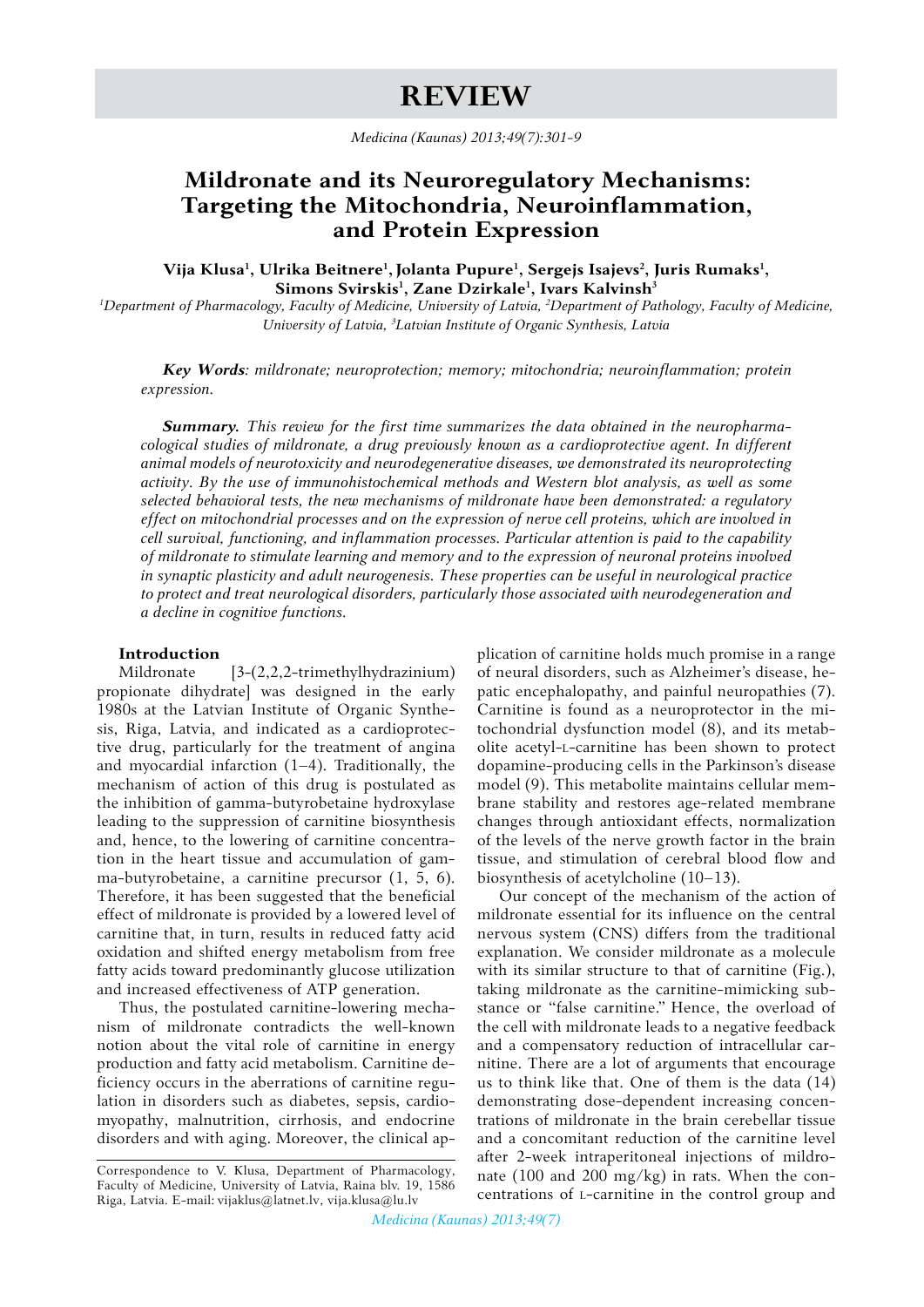# REVIEW

# Mildronate and its Neuroregulatory Mechanisms: Targeting the Mitochondria, Neuroinflammation, and Protein Expression

**Vija Klusa[1], Ulrika Beitnere[1], Jolanta Pupure[1], Sergejs Isajevs[2], Juris Rumaks[1], Simons Svirskis[1], Zane Dzirkale[1], Ivars Kalvinsh[3]**

*[1]Department of Pharmacology, Faculty of Medicine, University of Latvia, [2]Department of Pathology, Faculty of Medicine, University of Latvia, [3]Latvian Institute of Organic Synthesis, Latvia*

***Key Words****: mildronate; neuroprotection; memory; mitochondria; neuroinflammation; protein expression.*

***Summary.*** *This review for the first time summarizes the data obtained in the neuropharmacological studies of mildronate, a drug previously known as a cardioprotective agent. In different animal models of neurotoxicity and neurodegenerative diseases, we demonstrated its neuroprotecting activity. By the use of immunohistochemical methods and Western blot analysis, as well as some selected behavioral tests, the new mechanisms of mildronate have been demonstrated: a regulatory effect on mitochondrial processes and on the expression of nerve cell proteins, which are involved in cell survival, functioning, and inflammation processes. Particular attention is paid to the capability of mildronate to stimulate learning and memory and to the expression of neuronal proteins involved in synaptic plasticity and adult neurogenesis. These properties can be useful in neurological practice to protect and treat neurological disorders, particularly those associated with neurodegeneration and a decline in cognitive functions.*

## Introduction

Mildronate [3-(2,2,2-trimethylhydrazinium) propionate dihydrate] was designed in the early 1980s at the Latvian Institute of Organic Synthesis, Riga, Latvia, and indicated as a cardioprotective drug, particularly for the treatment of angina and myocardial infarction (1–4). Traditionally, the mechanism of action of this drug is postulated as the inhibition of gamma-butyrobetaine hydroxylase leading to the suppression of carnitine biosynthesis and, hence, to the lowering of carnitine concentration in the heart tissue and accumulation of gamma-butyrobetaine, a carnitine precursor (1, 5, 6). Therefore, it has been suggested that the beneficial effect of mildronate is provided by a lowered level of carnitine that, in turn, results in reduced fatty acid oxidation and shifted energy metabolism from free fatty acids toward predominantly glucose utilization and increased effectiveness of ATP generation.

Thus, the postulated carnitine-lowering mechanism of mildronate contradicts the well-known notion about the vital role of carnitine in energy production and fatty acid metabolism. Carnitine deficiency occurs in the aberrations of carnitine regulation in disorders such as diabetes, sepsis, cardiomyopathy, malnutrition, cirrhosis, and endocrine disorders and with aging. Moreover, the clinical application of carnitine holds much promise in a range of neural disorders, such as Alzheimer's disease, hepatic encephalopathy, and painful neuropathies (7). Carnitine is found as a neuroprotector in the mitochondrial dysfunction model (8), and its metabolite acetyl-L-carnitine has been shown to protect dopamine-producing cells in the Parkinson's disease model (9). This metabolite maintains cellular membrane stability and restores age-related membrane changes through antioxidant effects, normalization of the levels of the nerve growth factor in the brain tissue, and stimulation of cerebral blood flow and biosynthesis of acetylcholine (10–13).

Our concept of the mechanism of the action of mildronate essential for its influence on the central nervous system (CNS) differs from the traditional explanation. We consider mildronate as a molecule with its similar structure to that of carnitine (Fig.), taking mildronate as the carnitine-mimicking substance or "false carnitine." Hence, the overload of the cell with mildronate leads to a negative feedback and a compensatory reduction of intracellular carnitine. There are a lot of arguments that encourage us to think like that. One of them is the data (14) demonstrating dose-dependent increasing concentrations of mildronate in the brain cerebellar tissue and a concomitant reduction of the carnitine level after 2-week intraperitoneal injections of mildronate (100 and 200 mg/kg) in rats. When the concentrations of L-carnitine in the control group and

Correspondence to V. Klusa, Department of Pharmacology, Faculty of Medicine, University of Latvia, Raina blv. 19, 1586 Riga, Latvia. E-mail: vijaklus@latnet.lv, vija.klusa@lu.lv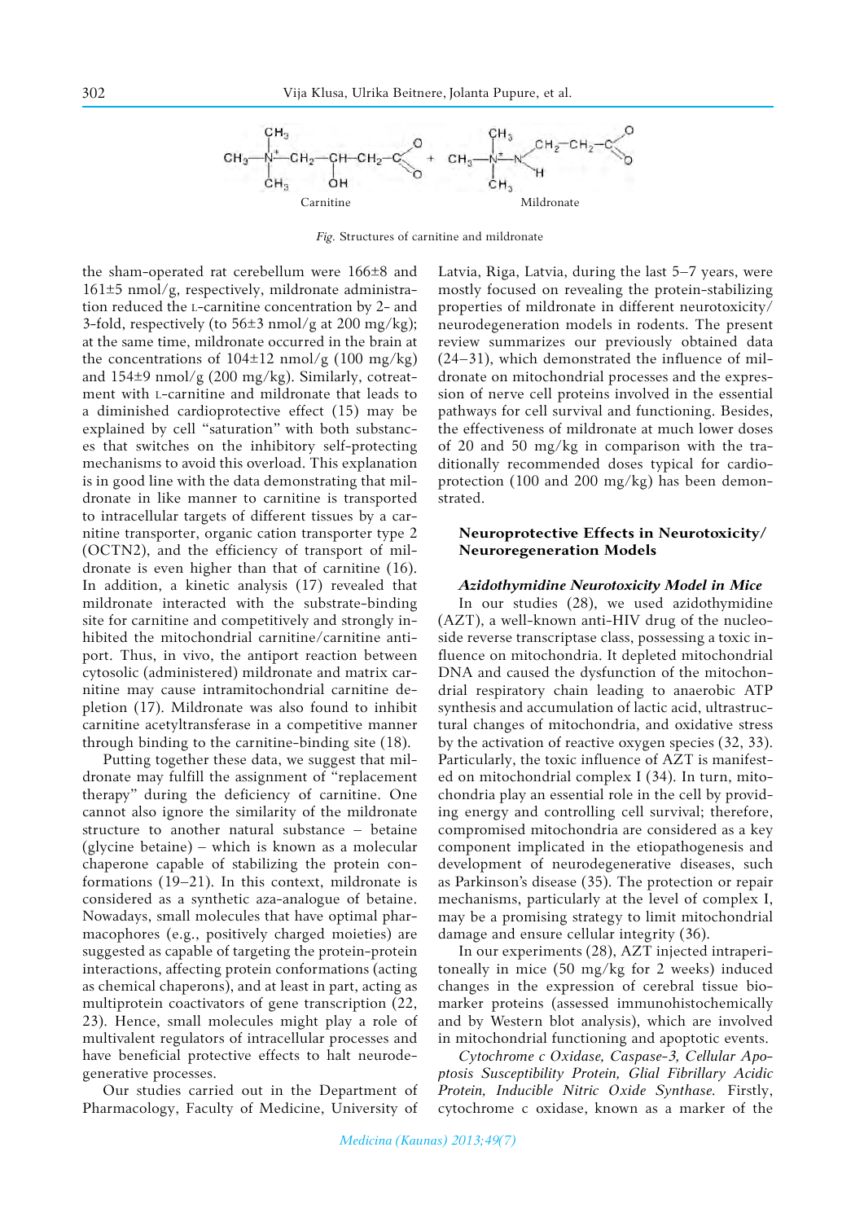Fig. Structures of carnitine and mildronate

the sham-operated rat cerebellum were 166±8 and 161±5 nmol/g, respectively, mildronate administration reduced the L-carnitine concentration by 2- and 3-fold, respectively (to 56±3 nmol/g at 200 mg/kg); at the same time, mildronate occurred in the brain at the concentrations of 104±12 nmol/g (100 mg/kg) and 154±9 nmol/g (200 mg/kg). Similarly, cotreatment with L-carnitine and mildronate that leads to a diminished cardioprotective effect (15) may be explained by cell "saturation" with both substances that switches on the inhibitory self-protecting mechanisms to avoid this overload. This explanation is in good line with the data demonstrating that mildronate in like manner to carnitine is transported to intracellular targets of different tissues by a carnitine transporter, organic cation transporter type 2 (OCTN2), and the efficiency of transport of mildronate is even higher than that of carnitine (16). In addition, a kinetic analysis (17) revealed that mildronate interacted with the substrate-binding site for carnitine and competitively and strongly inhibited the mitochondrial carnitine/carnitine antiport. Thus, in vivo, the antiport reaction between cytosolic (administered) mildronate and matrix carnitine may cause intramitochondrial carnitine depletion (17). Mildronate was also found to inhibit carnitine acetyltransferase in a competitive manner through binding to the carnitine-binding site (18).

Putting together these data, we suggest that mildronate may fulfill the assignment of "replacement therapy" during the deficiency of carnitine. One cannot also ignore the similarity of the mildronate structure to another natural substance – betaine (glycine betaine) – which is known as a molecular chaperone capable of stabilizing the protein conformations (19–21). In this context, mildronate is considered as a synthetic aza-analogue of betaine. Nowadays, small molecules that have optimal pharmacophores (e.g., positively charged moieties) are suggested as capable of targeting the protein-protein interactions, affecting protein conformations (acting as chemical chaperons), and at least in part, acting as multiprotein coactivators of gene transcription (22, 23). Hence, small molecules might play a role of multivalent regulators of intracellular processes and have beneficial protective effects to halt neurodegenerative processes.

Our studies carried out in the Department of Pharmacology, Faculty of Medicine, University of Latvia, Riga, Latvia, during the last 5–7 years, were mostly focused on revealing the protein-stabilizing properties of mildronate in different neurotoxicity/neurodegeneration models in rodents. The present review summarizes our previously obtained data (24–31), which demonstrated the influence of mildronate on mitochondrial processes and the expression of nerve cell proteins involved in the essential pathways for cell survival and functioning. Besides, the effectiveness of mildronate at much lower doses of 20 and 50 mg/kg in comparison with the traditionally recommended doses typical for cardioprotection (100 and 200 mg/kg) has been demonstrated.

## Neuroprotective Effects in Neurotoxicity/Neuroregeneration Models

### *Azidothymidine Neurotoxicity Model in Mice*

In our studies (28), we used azidothymidine (AZT), a well-known anti-HIV drug of the nucleoside reverse transcriptase class, possessing a toxic influence on mitochondria. It depleted mitochondrial DNA and caused the dysfunction of the mitochondrial respiratory chain leading to anaerobic ATP synthesis and accumulation of lactic acid, ultrastructural changes of mitochondria, and oxidative stress by the activation of reactive oxygen species (32, 33). Particularly, the toxic influence of AZT is manifested on mitochondrial complex I (34). In turn, mitochondria play an essential role in the cell by providing energy and controlling cell survival; therefore, compromised mitochondria are considered as a key component implicated in the etiopathogenesis and development of neurodegenerative diseases, such as Parkinson's disease (35). The protection or repair mechanisms, particularly at the level of complex I, may be a promising strategy to limit mitochondrial damage and ensure cellular integrity (36).

In our experiments (28), AZT injected intraperitoneally in mice (50 mg/kg for 2 weeks) induced changes in the expression of cerebral tissue biomarker proteins (assessed immunohistochemically and by Western blot analysis), which are involved in mitochondrial functioning and apoptotic events.

*Cytochrome c Oxidase, Caspase-3, Cellular Apoptosis Susceptibility Protein, Glial Fibrillary Acidic Protein, Inducible Nitric Oxide Synthase.* Firstly, cytochrome c oxidase, known as a marker of the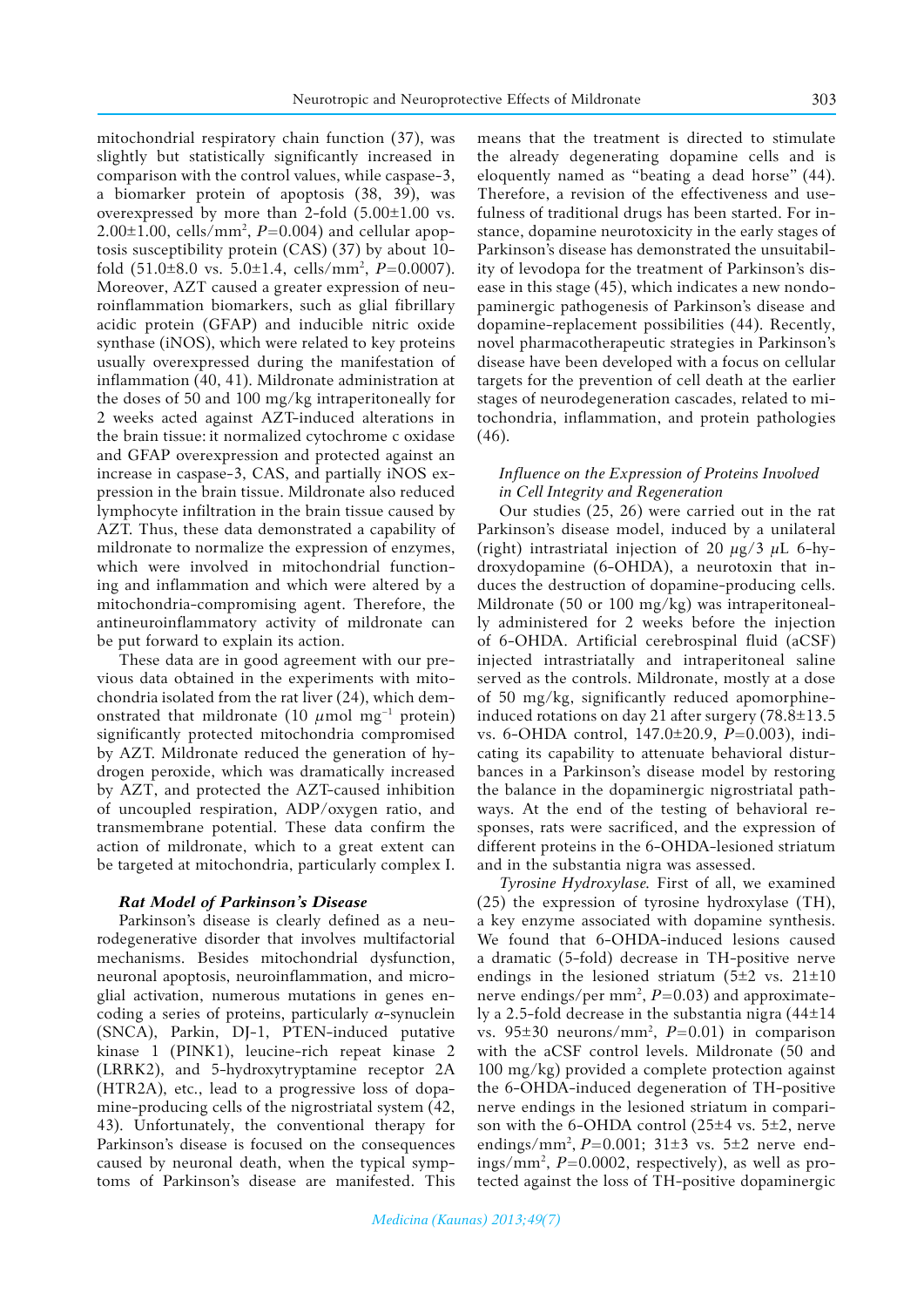mitochondrial respiratory chain function (37), was slightly but statistically significantly increased in comparison with the control values, while caspase-3, a biomarker protein of apoptosis (38, 39), was overexpressed by more than 2-fold (5.00±1.00 vs. 2.00±1.00, cells/mm$^2$, $P$=0.004) and cellular apoptosis susceptibility protein (CAS) (37) by about 10-fold (51.0±8.0 vs. 5.0±1.4, cells/mm$^2$, $P$=0.0007). Moreover, AZT caused a greater expression of neuroinflammation biomarkers, such as glial fibrillary acidic protein (GFAP) and inducible nitric oxide synthase (iNOS), which were related to key proteins usually overexpressed during the manifestation of inflammation (40, 41). Mildronate administration at the doses of 50 and 100 mg/kg intraperitoneally for 2 weeks acted against AZT-induced alterations in the brain tissue: it normalized cytochrome c oxidase and GFAP overexpression and protected against an increase in caspase-3, CAS, and partially iNOS expression in the brain tissue. Mildronate also reduced lymphocyte infiltration in the brain tissue caused by AZT. Thus, these data demonstrated a capability of mildronate to normalize the expression of enzymes, which were involved in mitochondrial functioning and inflammation and which were altered by a mitochondria-compromising agent. Therefore, the antineuroinflammatory activity of mildronate can be put forward to explain its action.

These data are in good agreement with our previous data obtained in the experiments with mitochondria isolated from the rat liver (24), which demonstrated that mildronate (10 $\mu$mol mg$^{-1}$ protein) significantly protected mitochondria compromised by AZT. Mildronate reduced the generation of hydrogen peroxide, which was dramatically increased by AZT, and protected the AZT-caused inhibition of uncoupled respiration, ADP/oxygen ratio, and transmembrane potential. These data confirm the action of mildronate, which to a great extent can be targeted at mitochondria, particularly complex I.

***Rat Model of Parkinson's Disease***

Parkinson's disease is clearly defined as a neurodegenerative disorder that involves multifactorial mechanisms. Besides mitochondrial dysfunction, neuronal apoptosis, neuroinflammation, and microglial activation, numerous mutations in genes encoding a series of proteins, particularly $\alpha$-synuclein (SNCA), Parkin, DJ-1, PTEN-induced putative kinase 1 (PINK1), leucine-rich repeat kinase 2 (LRRK2), and 5-hydroxytryptamine receptor 2A (HTR2A), etc., lead to a progressive loss of dopamine-producing cells of the nigrostriatal system (42, 43). Unfortunately, the conventional therapy for Parkinson's disease is focused on the consequences caused by neuronal death, when the typical symptoms of Parkinson's disease are manifested. This means that the treatment is directed to stimulate the already degenerating dopamine cells and is eloquently named as "beating a dead horse" (44). Therefore, a revision of the effectiveness and usefulness of traditional drugs has been started. For instance, dopamine neurotoxicity in the early stages of Parkinson's disease has demonstrated the unsuitability of levodopa for the treatment of Parkinson's disease in this stage (45), which indicates a new nondopaminergic pathogenesis of Parkinson's disease and dopamine-replacement possibilities (44). Recently, novel pharmacotherapeutic strategies in Parkinson's disease have been developed with a focus on cellular targets for the prevention of cell death at the earlier stages of neurodegeneration cascades, related to mitochondria, inflammation, and protein pathologies (46).

*Influence on the Expression of Proteins Involved in Cell Integrity and Regeneration*

Our studies (25, 26) were carried out in the rat Parkinson's disease model, induced by a unilateral (right) intrastriatal injection of 20 $\mu$g/3 $\mu$L 6-hydroxydopamine (6-OHDA), a neurotoxin that induces the destruction of dopamine-producing cells. Mildronate (50 or 100 mg/kg) was intraperitoneally administered for 2 weeks before the injection of 6-OHDA. Artificial cerebrospinal fluid (aCSF) injected intrastriatally and intraperitoneal saline served as the controls. Mildronate, mostly at a dose of 50 mg/kg, significantly reduced apomorphine-induced rotations on day 21 after surgery (78.8±13.5 vs. 6-OHDA control, 147.0±20.9, $P$=0.003), indicating its capability to attenuate behavioral disturbances in a Parkinson's disease model by restoring the balance in the dopaminergic nigrostriatal pathways. At the end of the testing of behavioral responses, rats were sacrificed, and the expression of different proteins in the 6-OHDA-lesioned striatum and in the substantia nigra was assessed.

*Tyrosine Hydroxylase.* First of all, we examined (25) the expression of tyrosine hydroxylase (TH), a key enzyme associated with dopamine synthesis. We found that 6-OHDA-induced lesions caused a dramatic (5-fold) decrease in TH-positive nerve endings in the lesioned striatum (5±2 vs. 21±10 nerve endings/per mm$^2$, $P$=0.03) and approximately a 2.5-fold decrease in the substantia nigra (44±14 vs. 95±30 neurons/mm$^2$, $P$=0.01) in comparison with the aCSF control levels. Mildronate (50 and 100 mg/kg) provided a complete protection against the 6-OHDA-induced degeneration of TH-positive nerve endings in the lesioned striatum in comparison with the 6-OHDA control (25±4 vs. 5±2, nerve endings/mm$^2$, $P$=0.001; 31±3 vs. 5±2 nerve endings/mm$^2$, $P$=0.0002, respectively), as well as protected against the loss of TH-positive dopaminergic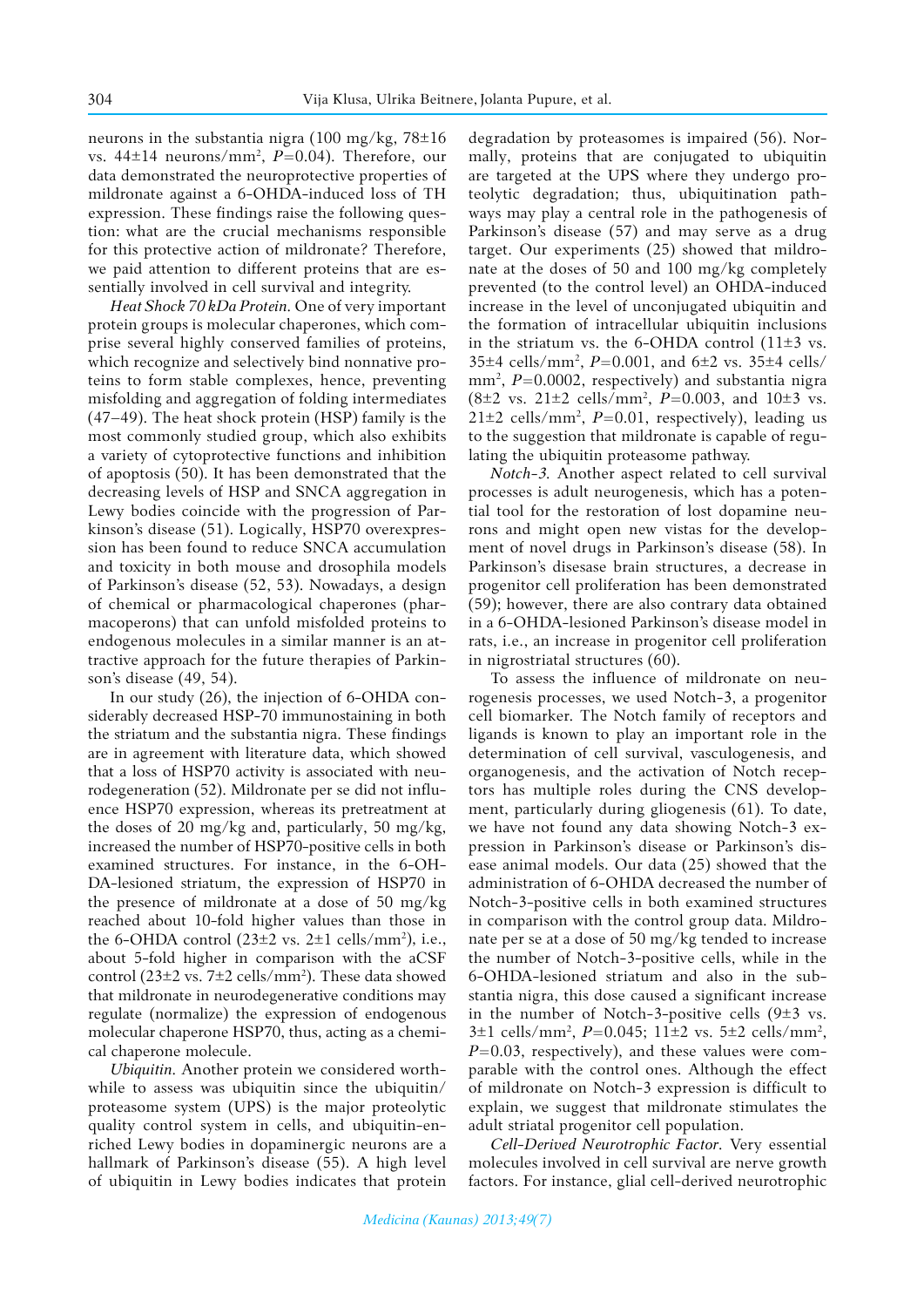neurons in the substantia nigra (100 mg/kg, 78±16 vs. 44±14 neurons/mm$^2$, $P$=0.04). Therefore, our data demonstrated the neuroprotective properties of mildronate against a 6-OHDA-induced loss of TH expression. These findings raise the following question: what are the crucial mechanisms responsible for this protective action of mildronate? Therefore, we paid attention to different proteins that are essentially involved in cell survival and integrity.

*Heat Shock 70 kDa Protein.* One of very important protein groups is molecular chaperones, which comprise several highly conserved families of proteins, which recognize and selectively bind nonnative proteins to form stable complexes, hence, preventing misfolding and aggregation of folding intermediates (47–49). The heat shock protein (HSP) family is the most commonly studied group, which also exhibits a variety of cytoprotective functions and inhibition of apoptosis (50). It has been demonstrated that the decreasing levels of HSP and SNCA aggregation in Lewy bodies coincide with the progression of Parkinson's disease (51). Logically, HSP70 overexpression has been found to reduce SNCA accumulation and toxicity in both mouse and drosophila models of Parkinson's disease (52, 53). Nowadays, a design of chemical or pharmacological chaperones (pharmacoperons) that can unfold misfolded proteins to endogenous molecules in a similar manner is an attractive approach for the future therapies of Parkinson's disease (49, 54).

In our study (26), the injection of 6-OHDA considerably decreased HSP-70 immunostaining in both the striatum and the substantia nigra. These findings are in agreement with literature data, which showed that a loss of HSP70 activity is associated with neurodegeneration (52). Mildronate per se did not influence HSP70 expression, whereas its pretreatment at the doses of 20 mg/kg and, particularly, 50 mg/kg, increased the number of HSP70-positive cells in both examined structures. For instance, in the 6-OHDA-lesioned striatum, the expression of HSP70 in the presence of mildronate at a dose of 50 mg/kg reached about 10-fold higher values than those in the 6-OHDA control (23±2 vs. 2±1 cells/mm$^2$), i.e., about 5-fold higher in comparison with the aCSF control (23±2 vs. 7±2 cells/mm$^2$). These data showed that mildronate in neurodegenerative conditions may regulate (normalize) the expression of endogenous molecular chaperone HSP70, thus, acting as a chemical chaperone molecule.

*Ubiquitin.* Another protein we considered worthwhile to assess was ubiquitin since the ubiquitin/proteasome system (UPS) is the major proteolytic quality control system in cells, and ubiquitin-enriched Lewy bodies in dopaminergic neurons are a hallmark of Parkinson's disease (55). A high level of ubiquitin in Lewy bodies indicates that protein degradation by proteasomes is impaired (56). Normally, proteins that are conjugated to ubiquitin are targeted at the UPS where they undergo proteolytic degradation; thus, ubiquitination pathways may play a central role in the pathogenesis of Parkinson's disease (57) and may serve as a drug target. Our experiments (25) showed that mildronate at the doses of 50 and 100 mg/kg completely prevented (to the control level) an OHDA-induced increase in the level of unconjugated ubiquitin and the formation of intracellular ubiquitin inclusions in the striatum vs. the 6-OHDA control (11±3 vs. 35±4 cells/mm$^2$, $P$=0.001, and 6±2 vs. 35±4 cells/mm$^2$, $P$=0.0002, respectively) and substantia nigra (8±2 vs. 21±2 cells/mm$^2$, $P$=0.003, and 10±3 vs. 21±2 cells/mm$^2$, $P$=0.01, respectively), leading us to the suggestion that mildronate is capable of regulating the ubiquitin proteasome pathway.

*Notch-3.* Another aspect related to cell survival processes is adult neurogenesis, which has a potential tool for the restoration of lost dopamine neurons and might open new vistas for the development of novel drugs in Parkinson's disease (58). In Parkinson's disease brain structures, a decrease in progenitor cell proliferation has been demonstrated (59); however, there are also contrary data obtained in a 6-OHDA-lesioned Parkinson's disease model in rats, i.e., an increase in progenitor cell proliferation in nigrostriatal structures (60).

To assess the influence of mildronate on neurogenesis processes, we used Notch-3, a progenitor cell biomarker. The Notch family of receptors and ligands is known to play an important role in the determination of cell survival, vasculogenesis, and organogenesis, and the activation of Notch receptors has multiple roles during the CNS development, particularly during gliogenesis (61). To date, we have not found any data showing Notch-3 expression in Parkinson's disease or Parkinson's disease animal models. Our data (25) showed that the administration of 6-OHDA decreased the number of Notch-3-positive cells in both examined structures in comparison with the control group data. Mildronate per se at a dose of 50 mg/kg tended to increase the number of Notch-3-positive cells, while in the 6-OHDA-lesioned striatum and also in the substantia nigra, this dose caused a significant increase in the number of Notch-3-positive cells (9±3 vs. 3±1 cells/mm$^2$, $P$=0.045; 11±2 vs. 5±2 cells/mm$^2$, $P$=0.03, respectively), and these values were comparable with the control ones. Although the effect of mildronate on Notch-3 expression is difficult to explain, we suggest that mildronate stimulates the adult striatal progenitor cell population.

*Cell-Derived Neurotrophic Factor.* Very essential molecules involved in cell survival are nerve growth factors. For instance, glial cell-derived neurotrophic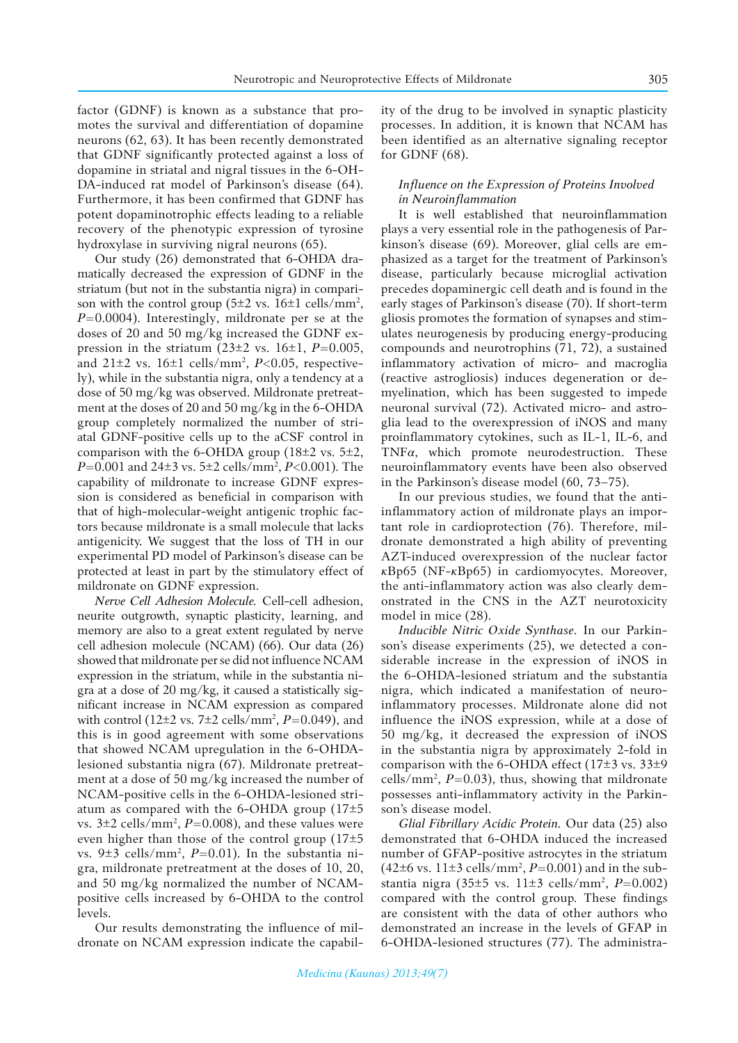factor (GDNF) is known as a substance that promotes the survival and differentiation of dopamine neurons (62, 63). It has been recently demonstrated that GDNF significantly protected against a loss of dopamine in striatal and nigral tissues in the 6-OHDA-induced rat model of Parkinson's disease (64). Furthermore, it has been confirmed that GDNF has potent dopaminotrophic effects leading to a reliable recovery of the phenotypic expression of tyrosine hydroxylase in surviving nigral neurons (65).

Our study (26) demonstrated that 6-OHDA dramatically decreased the expression of GDNF in the striatum (but not in the substantia nigra) in comparison with the control group (5±2 vs. 16±1 cells/mm$^2$, $P$=0.0004). Interestingly, mildronate per se at the doses of 20 and 50 mg/kg increased the GDNF expression in the striatum (23±2 vs. 16±1, $P$=0.005, and 21±2 vs. 16±1 cells/mm$^2$, $P$<0.05, respectively), while in the substantia nigra, only a tendency at a dose of 50 mg/kg was observed. Mildronate pretreatment at the doses of 20 and 50 mg/kg in the 6-OHDA group completely normalized the number of striatal GDNF-positive cells up to the aCSF control in comparison with the 6-OHDA group (18±2 vs. 5±2, $P$=0.001 and 24±3 vs. 5±2 cells/mm$^2$, $P$<0.001). The capability of mildronate to increase GDNF expression is considered as beneficial in comparison with that of high-molecular-weight antigenic trophic factors because mildronate is a small molecule that lacks antigenicity. We suggest that the loss of TH in our experimental PD model of Parkinson's disease can be protected at least in part by the stimulatory effect of mildronate on GDNF expression.

*Nerve Cell Adhesion Molecule.* Cell-cell adhesion, neurite outgrowth, synaptic plasticity, learning, and memory are also to a great extent regulated by nerve cell adhesion molecule (NCAM) (66). Our data (26) showed that mildronate per se did not influence NCAM expression in the striatum, while in the substantia nigra at a dose of 20 mg/kg, it caused a statistically significant increase in NCAM expression as compared with control (12±2 vs. 7±2 cells/mm$^2$, $P$=0.049), and this is in good agreement with some observations that showed NCAM upregulation in the 6-OHDA-lesioned substantia nigra (67). Mildronate pretreatment at a dose of 50 mg/kg increased the number of NCAM-positive cells in the 6-OHDA-lesioned striatum as compared with the 6-OHDA group (17±5 vs. 3±2 cells/mm$^2$, $P$=0.008), and these values were even higher than those of the control group (17±5 vs. 9±3 cells/mm$^2$, $P$=0.01). In the substantia nigra, mildronate pretreatment at the doses of 10, 20, and 50 mg/kg normalized the number of NCAM-positive cells increased by 6-OHDA to the control levels.

Our results demonstrating the influence of mildronate on NCAM expression indicate the capability of the drug to be involved in synaptic plasticity processes. In addition, it is known that NCAM has been identified as an alternative signaling receptor for GDNF (68).

### *Influence on the Expression of Proteins Involved in Neuroinflammation*

It is well established that neuroinflammation plays a very essential role in the pathogenesis of Parkinson's disease (69). Moreover, glial cells are emphasized as a target for the treatment of Parkinson's disease, particularly because microglial activation precedes dopaminergic cell death and is found in the early stages of Parkinson's disease (70). If short-term gliosis promotes the formation of synapses and stimulates neurogenesis by producing energy-producing compounds and neurotrophins (71, 72), a sustained inflammatory activation of micro- and macroglia (reactive astrogliosis) induces degeneration or demyelination, which has been suggested to impede neuronal survival (72). Activated micro- and astroglia lead to the overexpression of iNOS and many proinflammatory cytokines, such as IL-1, IL-6, and TNFα, which promote neurodestruction. These neuroinflammatory events have been also observed in the Parkinson's disease model (60, 73–75).

In our previous studies, we found that the anti-inflammatory action of mildronate plays an important role in cardioprotection (76). Therefore, mildronate demonstrated a high ability of preventing AZT-induced overexpression of the nuclear factor κBp65 (NF-κBp65) in cardiomyocytes. Moreover, the anti-inflammatory action was also clearly demonstrated in the CNS in the AZT neurotoxicity model in mice (28).

*Inducible Nitric Oxide Synthase.* In our Parkinson's disease experiments (25), we detected a considerable increase in the expression of iNOS in the 6-OHDA-lesioned striatum and the substantia nigra, which indicated a manifestation of neuroinflammatory processes. Mildronate alone did not influence the iNOS expression, while at a dose of 50 mg/kg, it decreased the expression of iNOS in the substantia nigra by approximately 2-fold in comparison with the 6-OHDA effect (17±3 vs. 33±9 cells/mm$^2$, $P$=0.03), thus, showing that mildronate possesses anti-inflammatory activity in the Parkinson's disease model.

*Glial Fibrillary Acidic Protein.* Our data (25) also demonstrated that 6-OHDA induced the increased number of GFAP-positive astrocytes in the striatum (42±6 vs. 11±3 cells/mm$^2$, $P$=0.001) and in the substantia nigra (35±5 vs. 11±3 cells/mm$^2$, $P$=0.002) compared with the control group. These findings are consistent with the data of other authors who demonstrated an increase in the levels of GFAP in 6-OHDA-lesioned structures (77). The administra-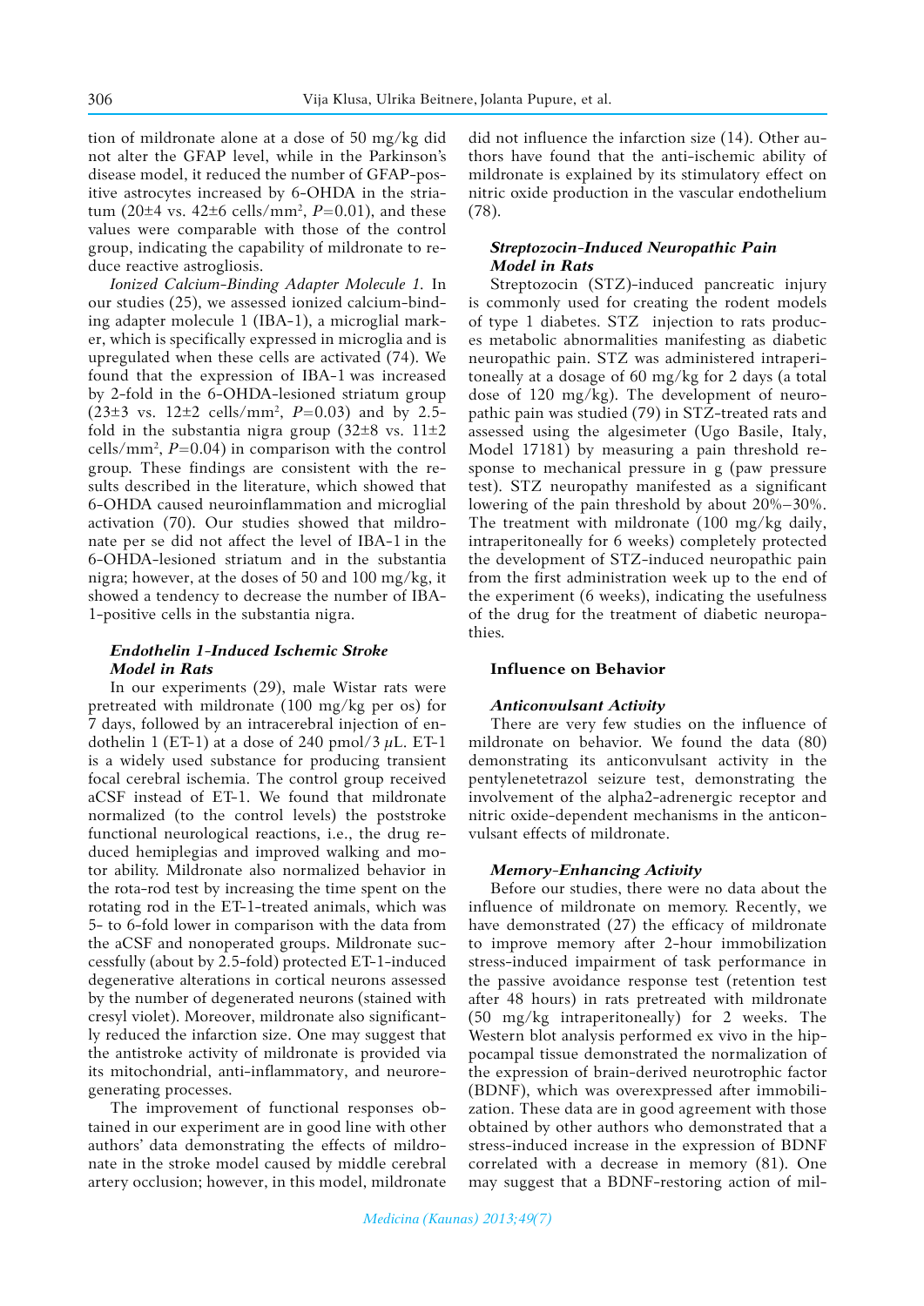tion of mildronate alone at a dose of 50 mg/kg did not alter the GFAP level, while in the Parkinson's disease model, it reduced the number of GFAP-positive astrocytes increased by 6-OHDA in the striatum (20±4 vs. 42±6 cells/mm$^2$, $P$=0.01), and these values were comparable with those of the control group, indicating the capability of mildronate to reduce reactive astrogliosis.

*Ionized Calcium-Binding Adapter Molecule 1.* In our studies (25), we assessed ionized calcium-binding adapter molecule 1 (IBA-1), a microglial marker, which is specifically expressed in microglia and is upregulated when these cells are activated (74). We found that the expression of IBA-1 was increased by 2-fold in the 6-OHDA-lesioned striatum group (23±3 vs. 12±2 cells/mm$^2$, $P$=0.03) and by 2.5-fold in the substantia nigra group (32±8 vs. 11±2 cells/mm$^2$, $P$=0.04) in comparison with the control group. These findings are consistent with the results described in the literature, which showed that 6-OHDA caused neuroinflammation and microglial activation (70). Our studies showed that mildronate per se did not affect the level of IBA-1 in the 6-OHDA-lesioned striatum and in the substantia nigra; however, at the doses of 50 and 100 mg/kg, it showed a tendency to decrease the number of IBA-1-positive cells in the substantia nigra.

### *Endothelin 1-Induced Ischemic Stroke Model in Rats*

In our experiments (29), male Wistar rats were pretreated with mildronate (100 mg/kg per os) for 7 days, followed by an intracerebral injection of endothelin 1 (ET-1) at a dose of 240 pmol/3 μL. ET-1 is a widely used substance for producing transient focal cerebral ischemia. The control group received aCSF instead of ET-1. We found that mildronate normalized (to the control levels) the poststroke functional neurological reactions, i.e., the drug reduced hemiplegias and improved walking and motor ability. Mildronate also normalized behavior in the rota-rod test by increasing the time spent on the rotating rod in the ET-1-treated animals, which was 5- to 6-fold lower in comparison with the data from the aCSF and nonoperated groups. Mildronate successfully (about by 2.5-fold) protected ET-1-induced degenerative alterations in cortical neurons assessed by the number of degenerated neurons (stained with cresyl violet). Moreover, mildronate also significantly reduced the infarction size. One may suggest that the antistroke activity of mildronate is provided via its mitochondrial, anti-inflammatory, and neuroregenerating processes.

The improvement of functional responses obtained in our experiment are in good line with other authors' data demonstrating the effects of mildronate in the stroke model caused by middle cerebral artery occlusion; however, in this model, mildronate did not influence the infarction size (14). Other authors have found that the anti-ischemic ability of mildronate is explained by its stimulatory effect on nitric oxide production in the vascular endothelium (78).

### *Streptozocin-Induced Neuropathic Pain Model in Rats*

Streptozocin (STZ)-induced pancreatic injury is commonly used for creating the rodent models of type 1 diabetes. STZ injection to rats produces metabolic abnormalities manifesting as diabetic neuropathic pain. STZ was administered intraperitoneally at a dosage of 60 mg/kg for 2 days (a total dose of 120 mg/kg). The development of neuropathic pain was studied (79) in STZ-treated rats and assessed using the algesimeter (Ugo Basile, Italy, Model 17181) by measuring a pain threshold response to mechanical pressure in g (paw pressure test). STZ neuropathy manifested as a significant lowering of the pain threshold by about 20%–30%. The treatment with mildronate (100 mg/kg daily, intraperitoneally for 6 weeks) completely protected the development of STZ-induced neuropathic pain from the first administration week up to the end of the experiment (6 weeks), indicating the usefulness of the drug for the treatment of diabetic neuropathies.

## Influence on Behavior

### *Anticonvulsant Activity*

There are very few studies on the influence of mildronate on behavior. We found the data (80) demonstrating its anticonvulsant activity in the pentylenetetrazol seizure test, demonstrating the involvement of the alpha2-adrenergic receptor and nitric oxide-dependent mechanisms in the anticonvulsant effects of mildronate.

### *Memory-Enhancing Activity*

Before our studies, there were no data about the influence of mildronate on memory. Recently, we have demonstrated (27) the efficacy of mildronate to improve memory after 2-hour immobilization stress-induced impairment of task performance in the passive avoidance response test (retention test after 48 hours) in rats pretreated with mildronate (50 mg/kg intraperitoneally) for 2 weeks. The Western blot analysis performed ex vivo in the hippocampal tissue demonstrated the normalization of the expression of brain-derived neurotrophic factor (BDNF), which was overexpressed after immobilization. These data are in good agreement with those obtained by other authors who demonstrated that a stress-induced increase in the expression of BDNF correlated with a decrease in memory (81). One may suggest that a BDNF-restoring action of mil-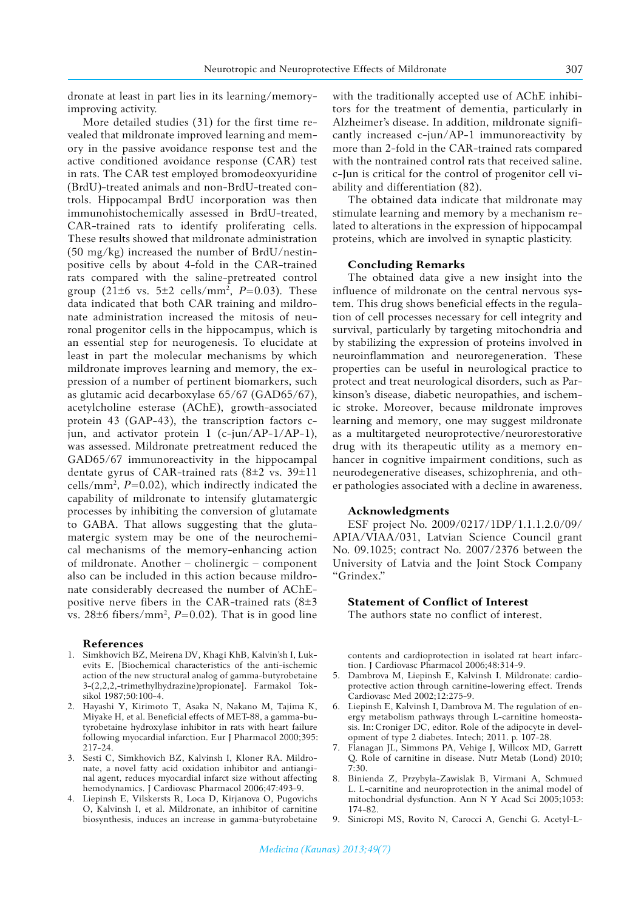dronate at least in part lies in its learning/memory-improving activity.

More detailed studies (31) for the first time revealed that mildronate improved learning and memory in the passive avoidance response test and the active conditioned avoidance response (CAR) test in rats. The CAR test employed bromodeoxyuridine (BrdU)-treated animals and non-BrdU-treated controls. Hippocampal BrdU incorporation was then immunohistochemically assessed in BrdU-treated, CAR-trained rats to identify proliferating cells. These results showed that mildronate administration (50 mg/kg) increased the number of BrdU/nestin-positive cells by about 4-fold in the CAR-trained rats compared with the saline-pretreated control group (21±6 vs. 5±2 cells/mm$^2$, $P$=0.03). These data indicated that both CAR training and mildronate administration increased the mitosis of neuronal progenitor cells in the hippocampus, which is an essential step for neurogenesis. To elucidate at least in part the molecular mechanisms by which mildronate improves learning and memory, the expression of a number of pertinent biomarkers, such as glutamic acid decarboxylase 65/67 (GAD65/67), acetylcholine esterase (AChE), growth-associated protein 43 (GAP-43), the transcription factors c-jun, and activator protein 1 (c-jun/AP-1/AP-1), was assessed. Mildronate pretreatment reduced the GAD65/67 immunoreactivity in the hippocampal dentate gyrus of CAR-trained rats (8±2 vs. 39±11 cells/mm$^2$, $P$=0.02), which indirectly indicated the capability of mildronate to intensify glutamatergic processes by inhibiting the conversion of glutamate to GABA. That allows suggesting that the glutamatergic system may be one of the neurochemical mechanisms of the memory-enhancing action of mildronate. Another – cholinergic – component also can be included in this action because mildronate considerably decreased the number of AChE-positive nerve fibers in the CAR-trained rats (8±3 vs. 28±6 fibers/mm$^2$, $P$=0.02). That is in good line with the traditionally accepted use of AChE inhibitors for the treatment of dementia, particularly in Alzheimer's disease. In addition, mildronate significantly increased c-jun/AP-1 immunoreactivity by more than 2-fold in the CAR-trained rats compared with the nontrained control rats that received saline. c-Jun is critical for the control of progenitor cell viability and differentiation (82).

The obtained data indicate that mildronate may stimulate learning and memory by a mechanism related to alterations in the expression of hippocampal proteins, which are involved in synaptic plasticity.

## Concluding Remarks

The obtained data give a new insight into the influence of mildronate on the central nervous system. This drug shows beneficial effects in the regulation of cell processes necessary for cell integrity and survival, particularly by targeting mitochondria and by stabilizing the expression of proteins involved in neuroinflammation and neuroregeneration. These properties can be useful in neurological practice to protect and treat neurological disorders, such as Parkinson's disease, diabetic neuropathies, and ischemic stroke. Moreover, because mildronate improves learning and memory, one may suggest mildronate as a multitargeted neuroprotective/neurorestorative drug with its therapeutic utility as a memory enhancer in cognitive impairment conditions, such as neurodegenerative diseases, schizophrenia, and other pathologies associated with a decline in awareness.

## Acknowledgments

ESF project No. 2009/0217/1DP/1.1.1.2.0/09/APIA/VIAA/031, Latvian Science Council grant No. 09.1025; contract No. 2007/2376 between the University of Latvia and the Joint Stock Company "Grindex."

## Statement of Conflict of Interest

The authors state no conflict of interest.

## References

1. Simkhovich BZ, Meirena DV, Khagi KhB, Kalvin'sh I, Lukevits E. [Biochemical characteristics of the anti-ischemic action of the new structural analog of gamma-butyrobetaine 3-(2,2,2,-trimethylhydrazine)propionate]. Farmakol Toksikol 1987;50:100-4.
2. Hayashi Y, Kirimoto T, Asaka N, Nakano M, Tajima K, Miyake H, et al. Beneficial effects of MET-88, a gamma-butyrobetaine hydroxylase inhibitor in rats with heart failure following myocardial infarction. Eur J Pharmacol 2000;395: 217-24.
3. Sesti C, Simkhovich BZ, Kalvinsh I, Kloner RA. Mildronate, a novel fatty acid oxidation inhibitor and antianginal agent, reduces myocardial infarct size without affecting hemodynamics. J Cardiovasc Pharmacol 2006;47:493-9.
4. Liepinsh E, Vilskersts R, Loca D, Kirjanova O, Pugovichs O, Kalvinsh I, et al. Mildronate, an inhibitor of carnitine biosynthesis, induces an increase in gamma-butyrobetaine contents and cardioprotection in isolated rat heart infarction. J Cardiovasc Pharmacol 2006;48:314-9.
5. Dambrova M, Liepinsh E, Kalvinsh I. Mildronate: cardioprotective action through carnitine-lowering effect. Trends Cardiovasc Med 2002;12:275-9.
6. Liepinsh E, Kalvinsh I, Dambrova M. The regulation of energy metabolism pathways through L-carnitine homeostasis. In: Croniger DC, editor. Role of the adipocyte in development of type 2 diabetes. Intech; 2011. p. 107-28.
7. Flanagan JL, Simmons PA, Vehige J, Willcox MD, Garrett Q. Role of carnitine in disease. Nutr Metab (Lond) 2010; 7:30.
8. Binienda Z, Przybyla-Zawislak B, Virmani A, Schmued L. L-carnitine and neuroprotection in the animal model of mitochondrial dysfunction. Ann N Y Acad Sci 2005;1053: 174-82.
9. Sinicropi MS, Rovito N, Carocci A, Genchi G. Acetyl-L-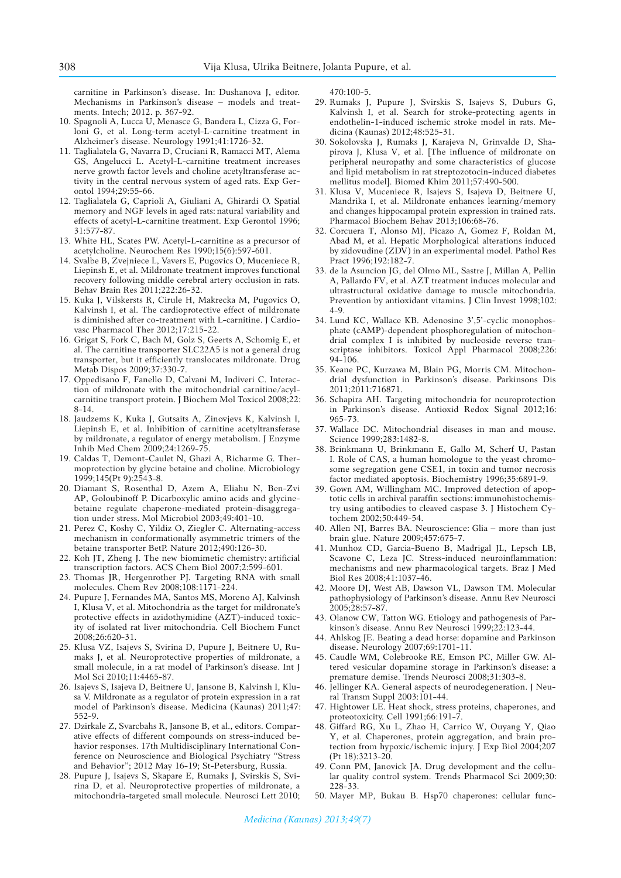carnitine in Parkinson's disease. In: Dushanova J, editor. Mechanisms in Parkinson's disease – models and treatments. Intech; 2012. p. 367-92.

10. Spagnoli A, Lucca U, Menasce G, Bandera L, Cizza G, Forloni G, et al. Long-term acetyl-L-carnitine treatment in Alzheimer's disease. Neurology 1991;41:1726-32.
11. Taglialatela G, Navarra D, Cruciani R, Ramacci MT, Alema GS, Angelucci L. Acetyl-L-carnitine treatment increases nerve growth factor levels and choline acetyltransferase activity in the central nervous system of aged rats. Exp Gerontol 1994;29:55-66.
12. Taglialatela G, Caprioli A, Giuliani A, Ghirardi O. Spatial memory and NGF levels in aged rats: natural variability and effects of acetyl-L-carnitine treatment. Exp Gerontol 1996; 31:577-87.
13. White HL, Scates PW. Acetyl-L-carnitine as a precursor of acetylcholine. Neurochem Res 1990;15(6):597-601.
14. Svalbe B, Zvejniece L, Vavers E, Pugovics O, Muceniece R, Liepinsh E, et al. Mildronate treatment improves functional recovery following middle cerebral artery occlusion in rats. Behav Brain Res 2011;222:26-32.
15. Kuka J, Vilskersts R, Cirule H, Makrecka M, Pugovics O, Kalvinsh I, et al. The cardioprotective effect of mildronate is diminished after co-treatment with L-carnitine. J Cardiovasc Pharmacol Ther 2012;17:215-22.
16. Grigat S, Fork C, Bach M, Golz S, Geerts A, Schomig E, et al. The carnitine transporter SLC22A5 is not a general drug transporter, but it efficiently translocates mildronate. Drug Metab Dispos 2009;37:330-7.
17. Oppedisano F, Fanello D, Calvani M, Indiveri C. Interaction of mildronate with the mitochondrial carnitine/acylcarnitine transport protein. J Biochem Mol Toxicol 2008;22: 8-14.
18. Jaudzems K, Kuka J, Gutsaits A, Zinovjevs K, Kalvinsh I, Liepinsh E, et al. Inhibition of carnitine acetyltransferase by mildronate, a regulator of energy metabolism. J Enzyme Inhib Med Chem 2009;24:1269-75.
19. Caldas T, Demont-Caulet N, Ghazi A, Richarme G. Thermoprotection by glycine betaine and choline. Microbiology 1999;145(Pt 9):2543-8.
20. Diamant S, Rosenthal D, Azem A, Eliahu N, Ben-Zvi AP, Goloubinoff P. Dicarboxylic amino acids and glycine-betaine regulate chaperone-mediated protein-disaggregation under stress. Mol Microbiol 2003;49:401-10.
21. Perez C, Koshy C, Yildiz O, Ziegler C. Alternating-access mechanism in conformationally asymmetric trimers of the betaine transporter BetP. Nature 2012;490:126-30.
22. Koh JT, Zheng J. The new biomimetic chemistry: artificial transcription factors. ACS Chem Biol 2007;2:599-601.
23. Thomas JR, Hergenrother PJ. Targeting RNA with small molecules. Chem Rev 2008;108:1171-224.
24. Pupure J, Fernandes MA, Santos MS, Moreno AJ, Kalvinsh I, Klusa V, et al. Mitochondria as the target for mildronate's protective effects in azidothymidine (AZT)-induced toxicity of isolated rat liver mitochondria. Cell Biochem Funct 2008;26:620-31.
25. Klusa VZ, Isajevs S, Svirina D, Pupure J, Beitnere U, Rumaks J, et al. Neuroprotective properties of mildronate, a small molecule, in a rat model of Parkinson's disease. Int J Mol Sci 2010;11:4465-87.
26. Isajevs S, Isajeva D, Beitnere U, Jansone B, Kalvinsh I, Klusa V. Mildronate as a regulator of protein expression in a rat model of Parkinson's disease. Medicina (Kaunas) 2011;47: 552-9.
27. Dzirkale Z, Svarcbahs R, Jansone B, et al., editors. Comparative effects of different compounds on stress-induced behavior responses. 17th Multidisciplinary International Conference on Neuroscience and Biological Psychiatry "Stress and Behavior"; 2012 May 16-19; St-Petersburg, Russia.
28. Pupure J, Isajevs S, Skapare E, Rumaks J, Svirskis S, Svirina D, et al. Neuroprotective properties of mildronate, a mitochondria-targeted small molecule. Neurosci Lett 2010; 470:100-5.
29. Rumaks J, Pupure J, Svirskis S, Isajevs S, Duburs G, Kalvinsh I, et al. Search for stroke-protecting agents in endothelin-1-induced ischemic stroke model in rats. Medicina (Kaunas) 2012;48:525-31.
30. Sokolovska J, Rumaks J, Karajeva N, Grinvalde D, Shapirova J, Klusa V, et al. [The influence of mildronate on peripheral neuropathy and some characteristics of glucose and lipid metabolism in rat streptozotocin-induced diabetes mellitus model]. Biomed Khim 2011;57:490-500.
31. Klusa V, Muceniece R, Isajevs S, Isajeva D, Beitnere U, Mandrika I, et al. Mildronate enhances learning/memory and changes hippocampal protein expression in trained rats. Pharmacol Biochem Behav 2013;106:68-76.
32. Corcuera T, Alonso MJ, Picazo A, Gomez F, Roldan M, Abad M, et al. Hepatic Morphological alterations induced by zidovudine (ZDV) in an experimental model. Pathol Res Pract 1996;192:182-7.
33. de la Asuncion JG, del Olmo ML, Sastre J, Millan A, Pellin A, Pallardo FV, et al. AZT treatment induces molecular and ultrastructural oxidative damage to muscle mitochondria. Prevention by antioxidant vitamins. J Clin Invest 1998;102: 4-9.
34. Lund KC, Wallace KB. Adenosine 3',5'-cyclic monophosphate (cAMP)-dependent phosphoregulation of mitochondrial complex I is inhibited by nucleoside reverse transcriptase inhibitors. Toxicol Appl Pharmacol 2008;226: 94-106.
35. Keane PC, Kurzawa M, Blain PG, Morris CM. Mitochondrial dysfunction in Parkinson's disease. Parkinsons Dis 2011;2011:716871.
36. Schapira AH. Targeting mitochondria for neuroprotection in Parkinson's disease. Antioxid Redox Signal 2012;16: 965-73.
37. Wallace DC. Mitochondrial diseases in man and mouse. Science 1999;283:1482-8.
38. Brinkmann U, Brinkmann E, Gallo M, Scherf U, Pastan I. Role of CAS, a human homologue to the yeast chromosome segregation gene CSE1, in toxin and tumor necrosis factor mediated apoptosis. Biochemistry 1996;35:6891-9.
39. Gown AM, Willingham MC. Improved detection of apoptotic cells in archival paraffin sections: immunohistochemistry using antibodies to cleaved caspase 3. J Histochem Cytochem 2002;50:449-54.
40. Allen NJ, Barres BA. Neuroscience: Glia – more than just brain glue. Nature 2009;457:675-7.
41. Munhoz CD, Garcia-Bueno B, Madrigal JL, Lepsch LB, Scavone C, Leza JC. Stress-induced neuroinflammation: mechanisms and new pharmacological targets. Braz J Med Biol Res 2008;41:1037-46.
42. Moore DJ, West AB, Dawson VL, Dawson TM. Molecular pathophysiology of Parkinson's disease. Annu Rev Neurosci 2005;28:57-87.
43. Olanow CW, Tatton WG. Etiology and pathogenesis of Parkinson's disease. Annu Rev Neurosci 1999;22:123-44.
44. Ahlskog JE. Beating a dead horse: dopamine and Parkinson disease. Neurology 2007;69:1701-11.
45. Caudle WM, Colebrooke RE, Emson PC, Miller GW. Altered vesicular dopamine storage in Parkinson's disease: a premature demise. Trends Neurosci 2008;31:303-8.
46. Jellinger KA. General aspects of neurodegeneration. J Neural Transm Suppl 2003:101-44.
47. Hightower LE. Heat shock, stress proteins, chaperones, and proteotoxicity. Cell 1991;66:191-7.
48. Giffard RG, Xu L, Zhao H, Carrico W, Ouyang Y, Qiao Y, et al. Chaperones, protein aggregation, and brain protection from hypoxic/ischemic injury. J Exp Biol 2004;207 (Pt 18):3213-20.
49. Conn PM, Janovick JA. Drug development and the cellular quality control system. Trends Pharmacol Sci 2009;30: 228-33.
50. Mayer MP, Bukau B. Hsp70 chaperones: cellular func-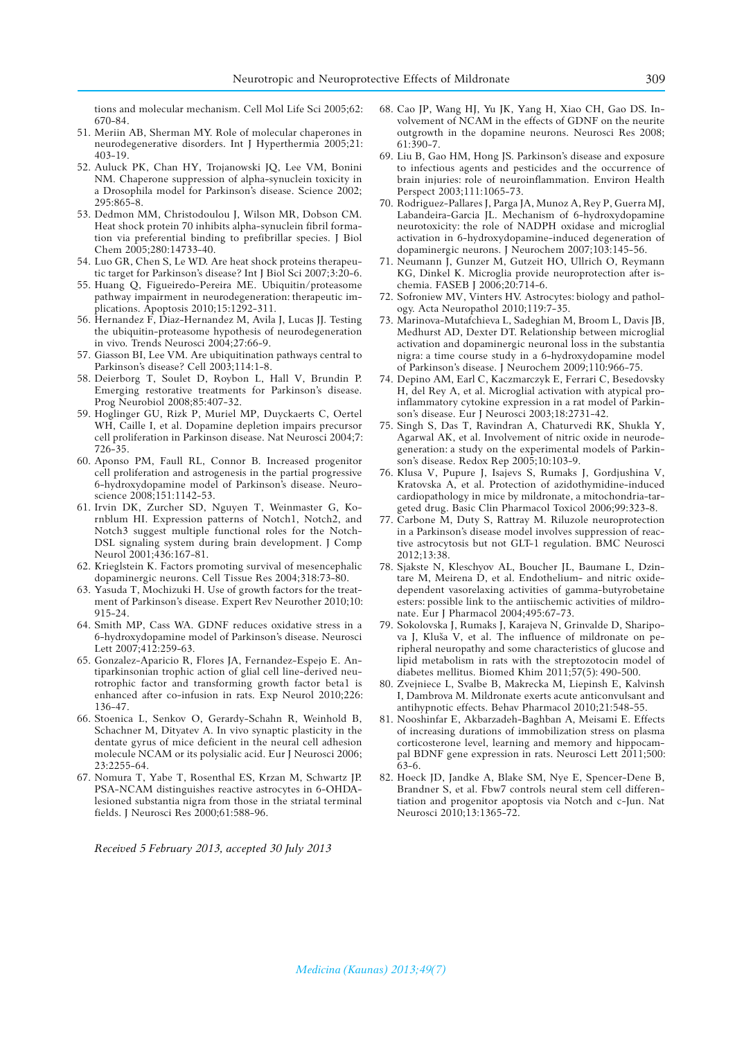tions and molecular mechanism. Cell Mol Life Sci 2005;62: 670-84.

51. Meriin AB, Sherman MY. Role of molecular chaperones in neurodegenerative disorders. Int J Hyperthermia 2005;21: 403-19.
52. Auluck PK, Chan HY, Trojanowski JQ, Lee VM, Bonini NM. Chaperone suppression of alpha-synuclein toxicity in a Drosophila model for Parkinson's disease. Science 2002; 295:865-8.
53. Dedmon MM, Christodoulou J, Wilson MR, Dobson CM. Heat shock protein 70 inhibits alpha-synuclein fibril formation via preferential binding to prefibrillar species. J Biol Chem 2005;280:14733-40.
54. Luo GR, Chen S, Le WD. Are heat shock proteins therapeutic target for Parkinson's disease? Int J Biol Sci 2007;3:20-6.
55. Huang Q, Figueiredo-Pereira ME. Ubiquitin/proteasome pathway impairment in neurodegeneration: therapeutic implications. Apoptosis 2010;15:1292-311.
56. Hernandez F, Diaz-Hernandez M, Avila J, Lucas JJ. Testing the ubiquitin-proteasome hypothesis of neurodegeneration in vivo. Trends Neurosci 2004;27:66-9.
57. Giasson BI, Lee VM. Are ubiquitination pathways central to Parkinson's disease? Cell 2003;114:1-8.
58. Deierborg T, Soulet D, Roybon L, Hall V, Brundin P. Emerging restorative treatments for Parkinson's disease. Prog Neurobiol 2008;85:407-32.
59. Hoglinger GU, Rizk P, Muriel MP, Duyckaerts C, Oertel WH, Caille I, et al. Dopamine depletion impairs precursor cell proliferation in Parkinson disease. Nat Neurosci 2004;7: 726-35.
60. Aponso PM, Faull RL, Connor B. Increased progenitor cell proliferation and astrogenesis in the partial progressive 6-hydroxydopamine model of Parkinson's disease. Neuroscience 2008;151:1142-53.
61. Irvin DK, Zurcher SD, Nguyen T, Weinmaster G, Kornblum HI. Expression patterns of Notch1, Notch2, and Notch3 suggest multiple functional roles for the Notch-DSL signaling system during brain development. J Comp Neurol 2001;436:167-81.
62. Krieglstein K. Factors promoting survival of mesencephalic dopaminergic neurons. Cell Tissue Res 2004;318:73-80.
63. Yasuda T, Mochizuki H. Use of growth factors for the treatment of Parkinson's disease. Expert Rev Neurother 2010;10: 915-24.
64. Smith MP, Cass WA. GDNF reduces oxidative stress in a 6-hydroxydopamine model of Parkinson's disease. Neurosci Lett 2007;412:259-63.
65. Gonzalez-Aparicio R, Flores JA, Fernandez-Espejo E. Antiparkinsonian trophic action of glial cell line-derived neurotrophic factor and transforming growth factor beta1 is enhanced after co-infusion in rats. Exp Neurol 2010;226: 136-47.
66. Stoenica L, Senkov O, Gerardy-Schahn R, Weinhold B, Schachner M, Dityatev A. In vivo synaptic plasticity in the dentate gyrus of mice deficient in the neural cell adhesion molecule NCAM or its polysialic acid. Eur J Neurosci 2006; 23:2255-64.
67. Nomura T, Yabe T, Rosenthal ES, Krzan M, Schwartz JP. PSA-NCAM distinguishes reactive astrocytes in 6-OHDA-lesioned substantia nigra from those in the striatal terminal fields. J Neurosci Res 2000;61:588-96.
68. Cao JP, Wang HJ, Yu JK, Yang H, Xiao CH, Gao DS. Involvement of NCAM in the effects of GDNF on the neurite outgrowth in the dopamine neurons. Neurosci Res 2008; 61:390-7.
69. Liu B, Gao HM, Hong JS. Parkinson's disease and exposure to infectious agents and pesticides and the occurrence of brain injuries: role of neuroinflammation. Environ Health Perspect 2003;111:1065-73.
70. Rodriguez-Pallares J, Parga JA, Munoz A, Rey P, Guerra MJ, Labandeira-Garcia JL. Mechanism of 6-hydroxydopamine neurotoxicity: the role of NADPH oxidase and microglial activation in 6-hydroxydopamine-induced degeneration of dopaminergic neurons. J Neurochem 2007;103:145-56.
71. Neumann J, Gunzer M, Gutzeit HO, Ullrich O, Reymann KG, Dinkel K. Microglia provide neuroprotection after ischemia. FASEB J 2006;20:714-6.
72. Sofroniew MV, Vinters HV. Astrocytes: biology and pathology. Acta Neuropathol 2010;119:7-35.
73. Marinova-Mutafchieva L, Sadeghian M, Broom L, Davis JB, Medhurst AD, Dexter DT. Relationship between microglial activation and dopaminergic neuronal loss in the substantia nigra: a time course study in a 6-hydroxydopamine model of Parkinson's disease. J Neurochem 2009;110:966-75.
74. Depino AM, Earl C, Kaczmarczyk E, Ferrari C, Besedovsky H, del Rey A, et al. Microglial activation with atypical proinflammatory cytokine expression in a rat model of Parkinson's disease. Eur J Neurosci 2003;18:2731-42.
75. Singh S, Das T, Ravindran A, Chaturvedi RK, Shukla Y, Agarwal AK, et al. Involvement of nitric oxide in neurodegeneration: a study on the experimental models of Parkinson's disease. Redox Rep 2005;10:103-9.
76. Klusa V, Pupure J, Isajevs S, Rumaks J, Gordjushina V, Kratovska A, et al. Protection of azidothymidine-induced cardiopathology in mice by mildronate, a mitochondria-targeted drug. Basic Clin Pharmacol Toxicol 2006;99:323-8.
77. Carbone M, Duty S, Rattray M. Riluzole neuroprotection in a Parkinson's disease model involves suppression of reactive astrocytosis but not GLT-1 regulation. BMC Neurosci 2012;13:38.
78. Sjakste N, Kleschyov AL, Boucher JL, Baumane L, Dzintare M, Meirena D, et al. Endothelium- and nitric oxide-dependent vasorelaxing activities of gamma-butyrobetaine esters: possible link to the antiischemic activities of mildronate. Eur J Pharmacol 2004;495:67-73.
79. Sokolovska J, Rumaks J, Karajeva N, Grinvalde D, Sharipova J, Kluša V, et al. The influence of mildronate on peripheral neuropathy and some characteristics of glucose and lipid metabolism in rats with the streptozotocin model of diabetes mellitus. Biomed Khim 2011;57(5): 490-500.
80. Zvejniece L, Svalbe B, Makrecka M, Liepinsh E, Kalvinsh I, Dambrova M. Mildronate exerts acute anticonvulsant and antihypnotic effects. Behav Pharmacol 2010;21:548-55.
81. Nooshinfar E, Akbarzadeh-Baghban A, Meisami E. Effects of increasing durations of immobilization stress on plasma corticosterone level, learning and memory and hippocampal BDNF gene expression in rats. Neurosci Lett 2011;500: 63-6.
82. Hoeck JD, Jandke A, Blake SM, Nye E, Spencer-Dene B, Brandner S, et al. Fbw7 controls neural stem cell differentiation and progenitor apoptosis via Notch and c-Jun. Nat Neurosci 2010;13:1365-72.

*Received 5 February 2013, accepted 30 July 2013*